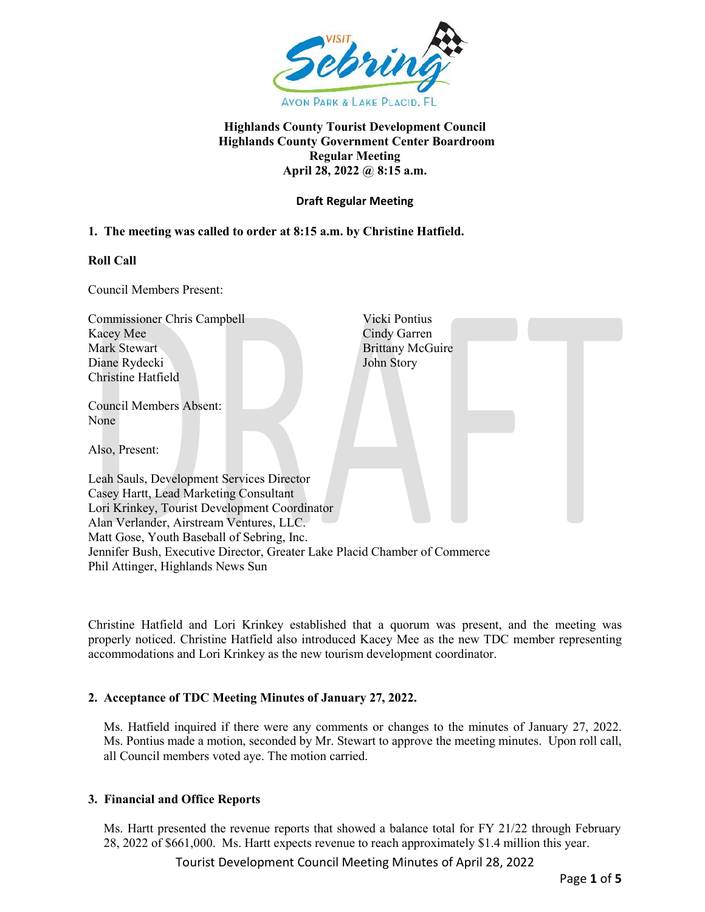# Highlands County Tourist Development Council
## Highlands County Government Center Boardroom
## Regular Meeting
## April 28, 2022 @ 8:15 a.m.

**Draft Regular Meeting**

**1. The meeting was called to order at 8:15 a.m. by Christine Hatfield.**

**Roll Call**

Council Members Present:

Commissioner Chris Campbell
Kacey Mee
Mark Stewart
Diane Rydecki
Christine Hatfield
Vicki Pontius
Cindy Garren
Brittany McGuire
John Story

Council Members Absent:
None

Also, Present:

Leah Sauls, Development Services Director
Casey Hartt, Lead Marketing Consultant
Lori Krinkey, Tourist Development Coordinator
Alan Verlander, Airstream Ventures, LLC.
Matt Gose, Youth Baseball of Sebring, Inc.
Jennifer Bush, Executive Director, Greater Lake Placid Chamber of Commerce
Phil Attinger, Highlands News Sun

Christine Hatfield and Lori Krinkey established that a quorum was present, and the meeting was properly noticed. Christine Hatfield also introduced Kacey Mee as the new TDC member representing accommodations and Lori Krinkey as the new tourism development coordinator.

**2. Acceptance of TDC Meeting Minutes of January 27, 2022.**

Ms. Hatfield inquired if there were any comments or changes to the minutes of January 27, 2022. Ms. Pontius made a motion, seconded by Mr. Stewart to approve the meeting minutes. Upon roll call, all Council members voted aye. The motion carried.

**3. Financial and Office Reports**

Ms. Hartt presented the revenue reports that showed a balance total for FY 21/22 through February 28, 2022 of $661,000. Ms. Hartt expects revenue to reach approximately $1.4 million this year.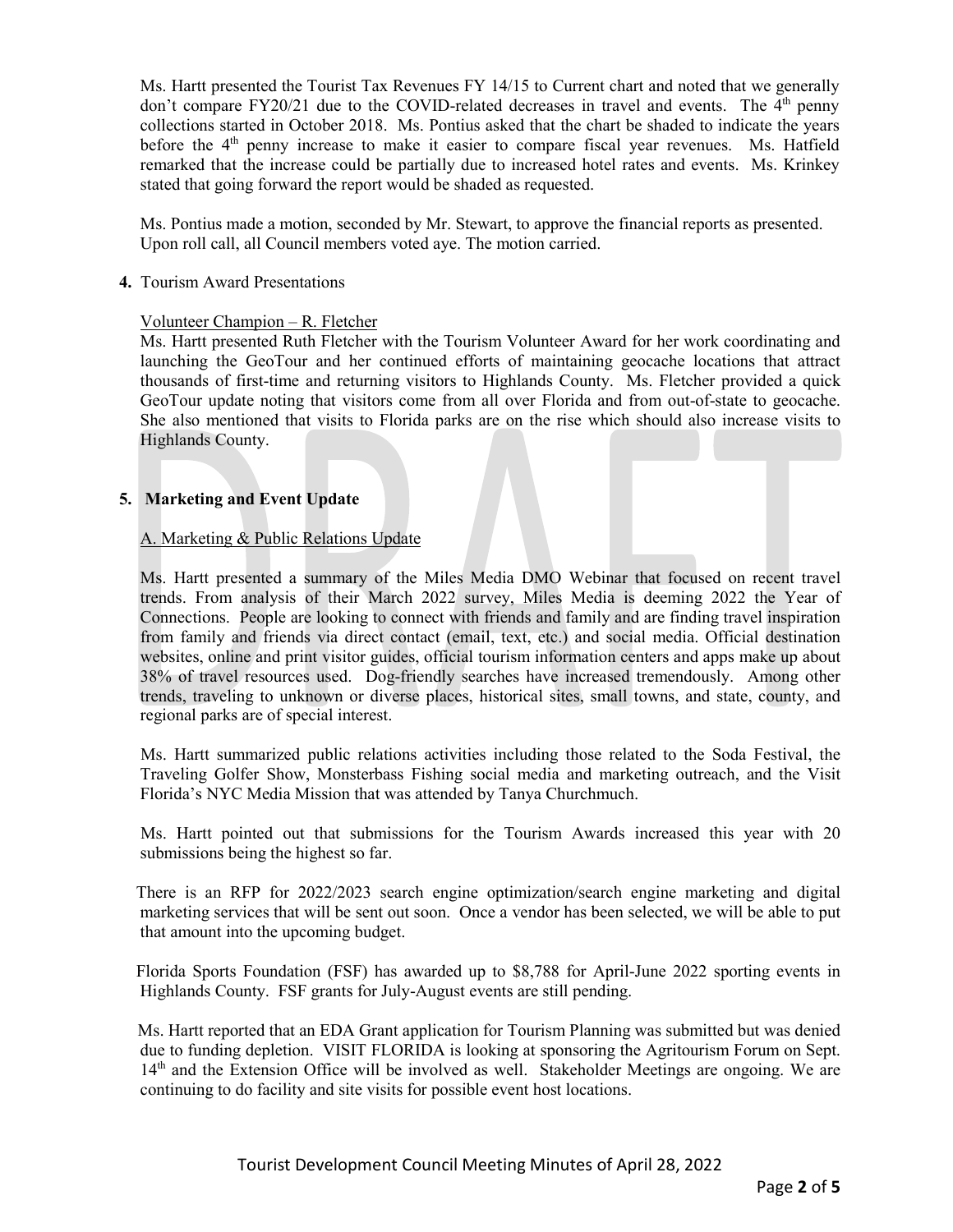Ms. Hartt presented the Tourist Tax Revenues FY 14/15 to Current chart and noted that we generally don't compare FY20/21 due to the COVID-related decreases in travel and events. The 4th penny collections started in October 2018. Ms. Pontius asked that the chart be shaded to indicate the years before the 4th penny increase to make it easier to compare fiscal year revenues. Ms. Hatfield remarked that the increase could be partially due to increased hotel rates and events. Ms. Krinkey stated that going forward the report would be shaded as requested.

Ms. Pontius made a motion, seconded by Mr. Stewart, to approve the financial reports as presented. Upon roll call, all Council members voted aye. The motion carried.

**4.** Tourism Award Presentations

Volunteer Champion – R. Fletcher

Ms. Hartt presented Ruth Fletcher with the Tourism Volunteer Award for her work coordinating and launching the GeoTour and her continued efforts of maintaining geocache locations that attract thousands of first-time and returning visitors to Highlands County. Ms. Fletcher provided a quick GeoTour update noting that visitors come from all over Florida and from out-of-state to geocache. She also mentioned that visits to Florida parks are on the rise which should also increase visits to Highlands County.

**5. Marketing and Event Update**

A. Marketing & Public Relations Update

Ms. Hartt presented a summary of the Miles Media DMO Webinar that focused on recent travel trends. From analysis of their March 2022 survey, Miles Media is deeming 2022 the Year of Connections. People are looking to connect with friends and family and are finding travel inspiration from family and friends via direct contact (email, text, etc.) and social media. Official destination websites, online and print visitor guides, official tourism information centers and apps make up about 38% of travel resources used. Dog-friendly searches have increased tremendously. Among other trends, traveling to unknown or diverse places, historical sites, small towns, and state, county, and regional parks are of special interest.

Ms. Hartt summarized public relations activities including those related to the Soda Festival, the Traveling Golfer Show, Monsterbass Fishing social media and marketing outreach, and the Visit Florida's NYC Media Mission that was attended by Tanya Churchmuch.

Ms. Hartt pointed out that submissions for the Tourism Awards increased this year with 20 submissions being the highest so far.

There is an RFP for 2022/2023 search engine optimization/search engine marketing and digital marketing services that will be sent out soon. Once a vendor has been selected, we will be able to put that amount into the upcoming budget.

Florida Sports Foundation (FSF) has awarded up to $8,788 for April-June 2022 sporting events in Highlands County. FSF grants for July-August events are still pending.

Ms. Hartt reported that an EDA Grant application for Tourism Planning was submitted but was denied due to funding depletion. VISIT FLORIDA is looking at sponsoring the Agritourism Forum on Sept. 14th and the Extension Office will be involved as well. Stakeholder Meetings are ongoing. We are continuing to do facility and site visits for possible event host locations.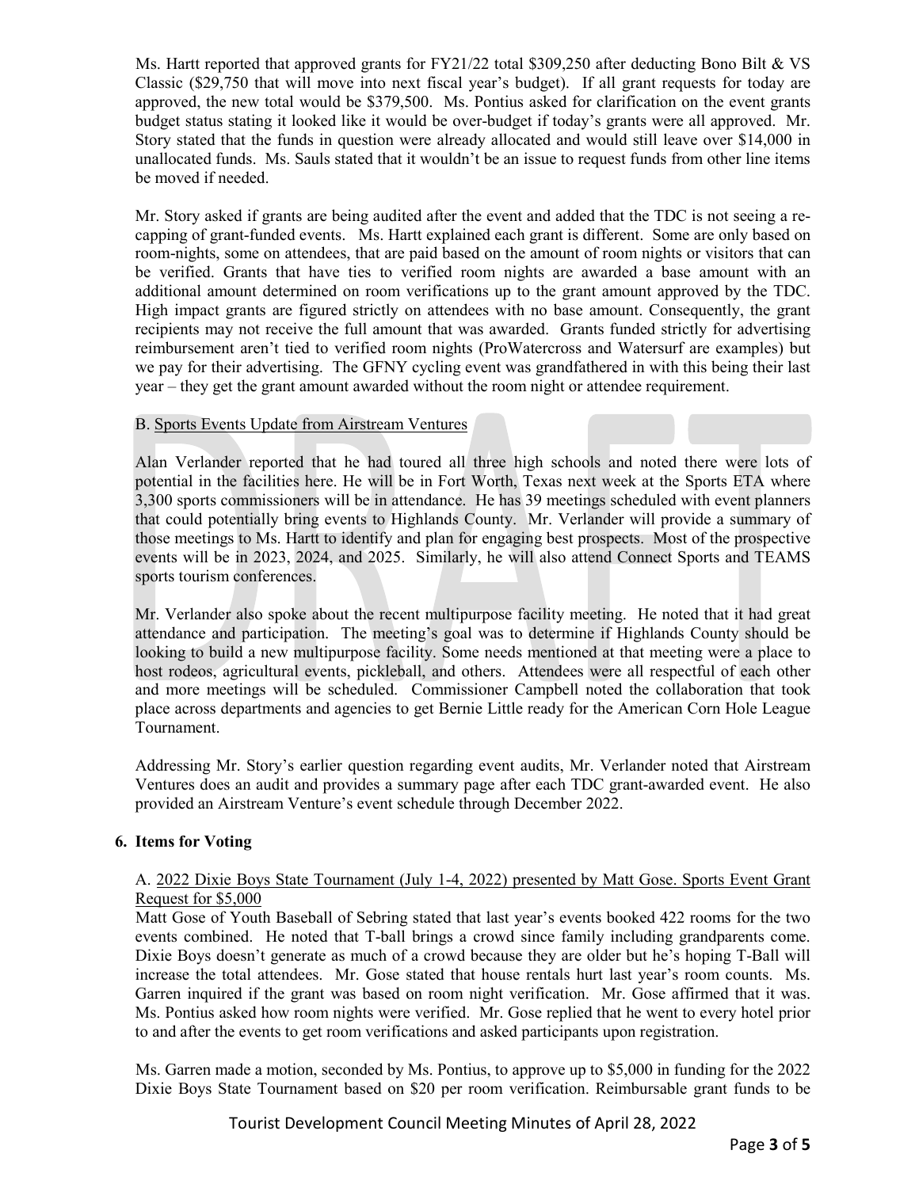Ms. Hartt reported that approved grants for FY21/22 total $309,250 after deducting Bono Bilt & VS Classic ($29,750 that will move into next fiscal year's budget). If all grant requests for today are approved, the new total would be $379,500. Ms. Pontius asked for clarification on the event grants budget status stating it looked like it would be over-budget if today's grants were all approved. Mr. Story stated that the funds in question were already allocated and would still leave over $14,000 in unallocated funds. Ms. Sauls stated that it wouldn't be an issue to request funds from other line items be moved if needed.

Mr. Story asked if grants are being audited after the event and added that the TDC is not seeing a re-capping of grant-funded events. Ms. Hartt explained each grant is different. Some are only based on room-nights, some on attendees, that are paid based on the amount of room nights or visitors that can be verified. Grants that have ties to verified room nights are awarded a base amount with an additional amount determined on room verifications up to the grant amount approved by the TDC. High impact grants are figured strictly on attendees with no base amount. Consequently, the grant recipients may not receive the full amount that was awarded. Grants funded strictly for advertising reimbursement aren't tied to verified room nights (ProWatercross and Watersurf are examples) but we pay for their advertising. The GFNY cycling event was grandfathered in with this being their last year – they get the grant amount awarded without the room night or attendee requirement.

B. Sports Events Update from Airstream Ventures

Alan Verlander reported that he had toured all three high schools and noted there were lots of potential in the facilities here. He will be in Fort Worth, Texas next week at the Sports ETA where 3,300 sports commissioners will be in attendance. He has 39 meetings scheduled with event planners that could potentially bring events to Highlands County. Mr. Verlander will provide a summary of those meetings to Ms. Hartt to identify and plan for engaging best prospects. Most of the prospective events will be in 2023, 2024, and 2025. Similarly, he will also attend Connect Sports and TEAMS sports tourism conferences.

Mr. Verlander also spoke about the recent multipurpose facility meeting. He noted that it had great attendance and participation. The meeting's goal was to determine if Highlands County should be looking to build a new multipurpose facility. Some needs mentioned at that meeting were a place to host rodeos, agricultural events, pickleball, and others. Attendees were all respectful of each other and more meetings will be scheduled. Commissioner Campbell noted the collaboration that took place across departments and agencies to get Bernie Little ready for the American Corn Hole League Tournament.

Addressing Mr. Story's earlier question regarding event audits, Mr. Verlander noted that Airstream Ventures does an audit and provides a summary page after each TDC grant-awarded event. He also provided an Airstream Venture's event schedule through December 2022.

## 6. Items for Voting

A. 2022 Dixie Boys State Tournament (July 1-4, 2022) presented by Matt Gose. Sports Event Grant Request for $5,000

Matt Gose of Youth Baseball of Sebring stated that last year's events booked 422 rooms for the two events combined. He noted that T-ball brings a crowd since family including grandparents come. Dixie Boys doesn't generate as much of a crowd because they are older but he's hoping T-Ball will increase the total attendees. Mr. Gose stated that house rentals hurt last year's room counts. Ms. Garren inquired if the grant was based on room night verification. Mr. Gose affirmed that it was. Ms. Pontius asked how room nights were verified. Mr. Gose replied that he went to every hotel prior to and after the events to get room verifications and asked participants upon registration.

Ms. Garren made a motion, seconded by Ms. Pontius, to approve up to $5,000 in funding for the 2022 Dixie Boys State Tournament based on $20 per room verification. Reimbursable grant funds to be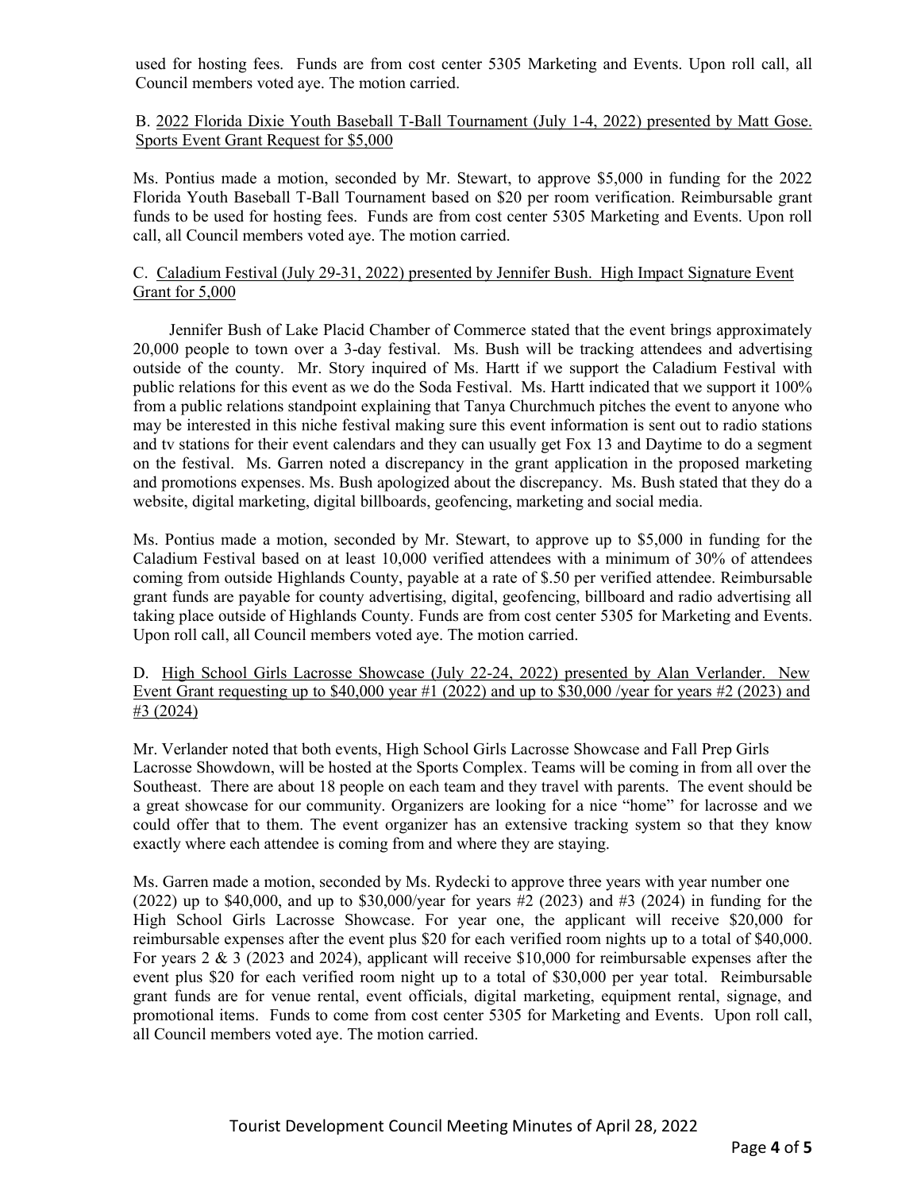used for hosting fees. Funds are from cost center 5305 Marketing and Events. Upon roll call, all Council members voted aye. The motion carried.

B. <u>2022 Florida Dixie Youth Baseball T-Ball Tournament (July 1-4, 2022) presented by Matt Gose. Sports Event Grant Request for $5,000</u>

Ms. Pontius made a motion, seconded by Mr. Stewart, to approve $5,000 in funding for the 2022 Florida Youth Baseball T-Ball Tournament based on $20 per room verification. Reimbursable grant funds to be used for hosting fees. Funds are from cost center 5305 Marketing and Events. Upon roll call, all Council members voted aye. The motion carried.

C. <u>Caladium Festival (July 29-31, 2022) presented by Jennifer Bush. High Impact Signature Event Grant for 5,000</u>

Jennifer Bush of Lake Placid Chamber of Commerce stated that the event brings approximately 20,000 people to town over a 3-day festival. Ms. Bush will be tracking attendees and advertising outside of the county. Mr. Story inquired of Ms. Hartt if we support the Caladium Festival with public relations for this event as we do the Soda Festival. Ms. Hartt indicated that we support it 100% from a public relations standpoint explaining that Tanya Churchmuch pitches the event to anyone who may be interested in this niche festival making sure this event information is sent out to radio stations and tv stations for their event calendars and they can usually get Fox 13 and Daytime to do a segment on the festival. Ms. Garren noted a discrepancy in the grant application in the proposed marketing and promotions expenses. Ms. Bush apologized about the discrepancy. Ms. Bush stated that they do a website, digital marketing, digital billboards, geofencing, marketing and social media.

Ms. Pontius made a motion, seconded by Mr. Stewart, to approve up to $5,000 in funding for the Caladium Festival based on at least 10,000 verified attendees with a minimum of 30% of attendees coming from outside Highlands County, payable at a rate of $.50 per verified attendee. Reimbursable grant funds are payable for county advertising, digital, geofencing, billboard and radio advertising all taking place outside of Highlands County. Funds are from cost center 5305 for Marketing and Events. Upon roll call, all Council members voted aye. The motion carried.

D. <u>High School Girls Lacrosse Showcase (July 22-24, 2022) presented by Alan Verlander. New Event Grant requesting up to $40,000 year #1 (2022) and up to $30,000 /year for years #2 (2023) and #3 (2024)</u>

Mr. Verlander noted that both events, High School Girls Lacrosse Showcase and Fall Prep Girls Lacrosse Showdown, will be hosted at the Sports Complex. Teams will be coming in from all over the Southeast. There are about 18 people on each team and they travel with parents. The event should be a great showcase for our community. Organizers are looking for a nice "home" for lacrosse and we could offer that to them. The event organizer has an extensive tracking system so that they know exactly where each attendee is coming from and where they are staying.

Ms. Garren made a motion, seconded by Ms. Rydecki to approve three years with year number one (2022) up to $40,000, and up to $30,000/year for years #2 (2023) and #3 (2024) in funding for the High School Girls Lacrosse Showcase. For year one, the applicant will receive $20,000 for reimbursable expenses after the event plus $20 for each verified room nights up to a total of $40,000. For years 2 & 3 (2023 and 2024), applicant will receive $10,000 for reimbursable expenses after the event plus $20 for each verified room night up to a total of $30,000 per year total. Reimbursable grant funds are for venue rental, event officials, digital marketing, equipment rental, signage, and promotional items. Funds to come from cost center 5305 for Marketing and Events. Upon roll call, all Council members voted aye. The motion carried.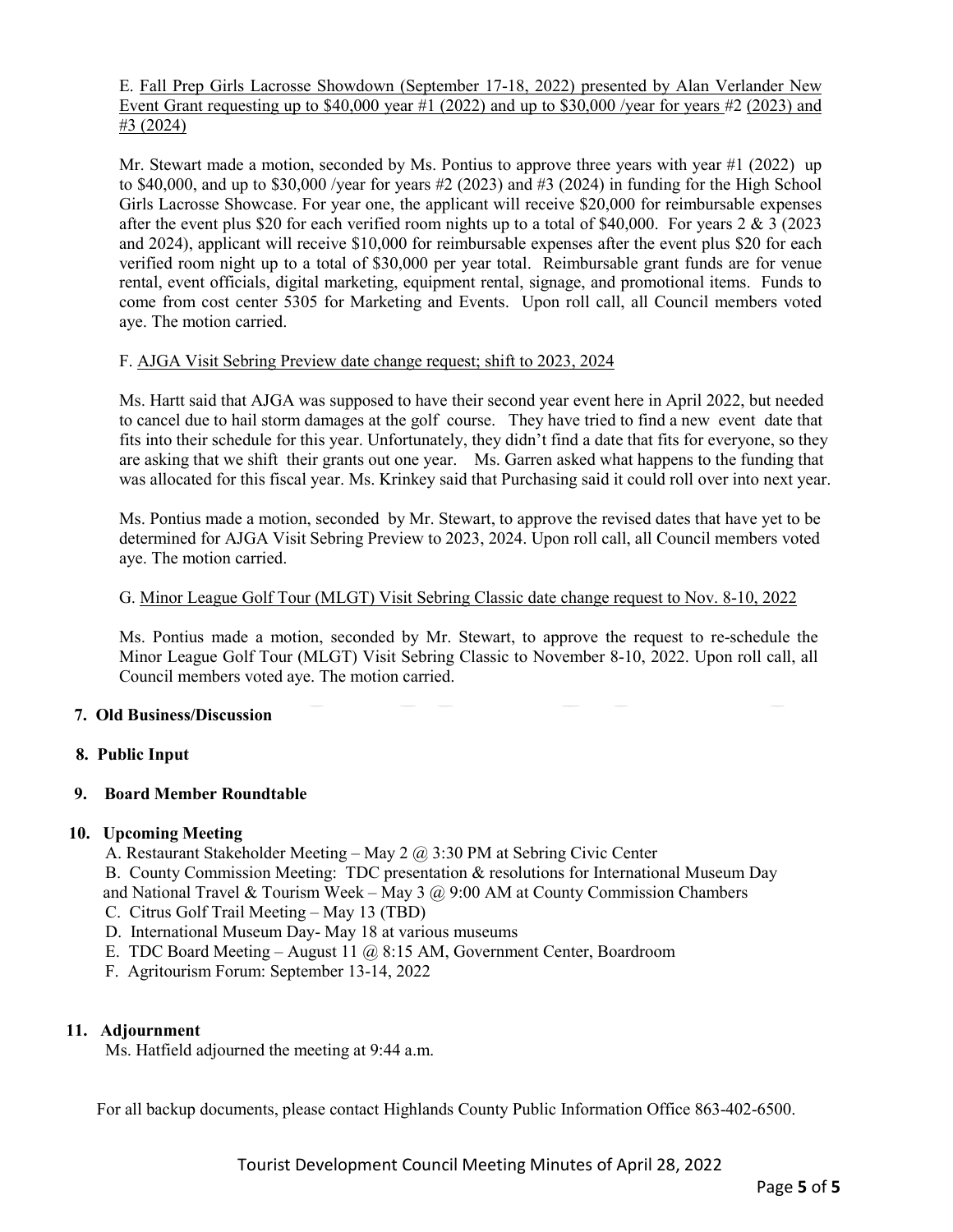E. Fall Prep Girls Lacrosse Showdown (September 17-18, 2022) presented by Alan Verlander New Event Grant requesting up to $40,000 year #1 (2022) and up to $30,000 /year for years #2 (2023) and #3 (2024)

Mr. Stewart made a motion, seconded by Ms. Pontius to approve three years with year #1 (2022) up to $40,000, and up to $30,000 /year for years #2 (2023) and #3 (2024) in funding for the High School Girls Lacrosse Showcase. For year one, the applicant will receive $20,000 for reimbursable expenses after the event plus $20 for each verified room nights up to a total of $40,000. For years 2 & 3 (2023 and 2024), applicant will receive $10,000 for reimbursable expenses after the event plus $20 for each verified room night up to a total of $30,000 per year total. Reimbursable grant funds are for venue rental, event officials, digital marketing, equipment rental, signage, and promotional items. Funds to come from cost center 5305 for Marketing and Events. Upon roll call, all Council members voted aye. The motion carried.

F. AJGA Visit Sebring Preview date change request; shift to 2023, 2024

Ms. Hartt said that AJGA was supposed to have their second year event here in April 2022, but needed to cancel due to hail storm damages at the golf course. They have tried to find a new event date that fits into their schedule for this year. Unfortunately, they didn't find a date that fits for everyone, so they are asking that we shift their grants out one year. Ms. Garren asked what happens to the funding that was allocated for this fiscal year. Ms. Krinkey said that Purchasing said it could roll over into next year.

Ms. Pontius made a motion, seconded by Mr. Stewart, to approve the revised dates that have yet to be determined for AJGA Visit Sebring Preview to 2023, 2024. Upon roll call, all Council members voted aye. The motion carried.

G. Minor League Golf Tour (MLGT) Visit Sebring Classic date change request to Nov. 8-10, 2022

Ms. Pontius made a motion, seconded by Mr. Stewart, to approve the request to re-schedule the Minor League Golf Tour (MLGT) Visit Sebring Classic to November 8-10, 2022. Upon roll call, all Council members voted aye. The motion carried.

**7. Old Business/Discussion**

**8. Public Input**

**9. Board Member Roundtable**

**10. Upcoming Meeting**

A. Restaurant Stakeholder Meeting – May 2 @ 3:30 PM at Sebring Civic Center
B. County Commission Meeting: TDC presentation & resolutions for International Museum Day and National Travel & Tourism Week – May 3 @ 9:00 AM at County Commission Chambers
C. Citrus Golf Trail Meeting – May 13 (TBD)
D. International Museum Day- May 18 at various museums
E. TDC Board Meeting – August 11 @ 8:15 AM, Government Center, Boardroom
F. Agritourism Forum: September 13-14, 2022

**11. Adjournment**

Ms. Hatfield adjourned the meeting at 9:44 a.m.

For all backup documents, please contact Highlands County Public Information Office 863-402-6500.